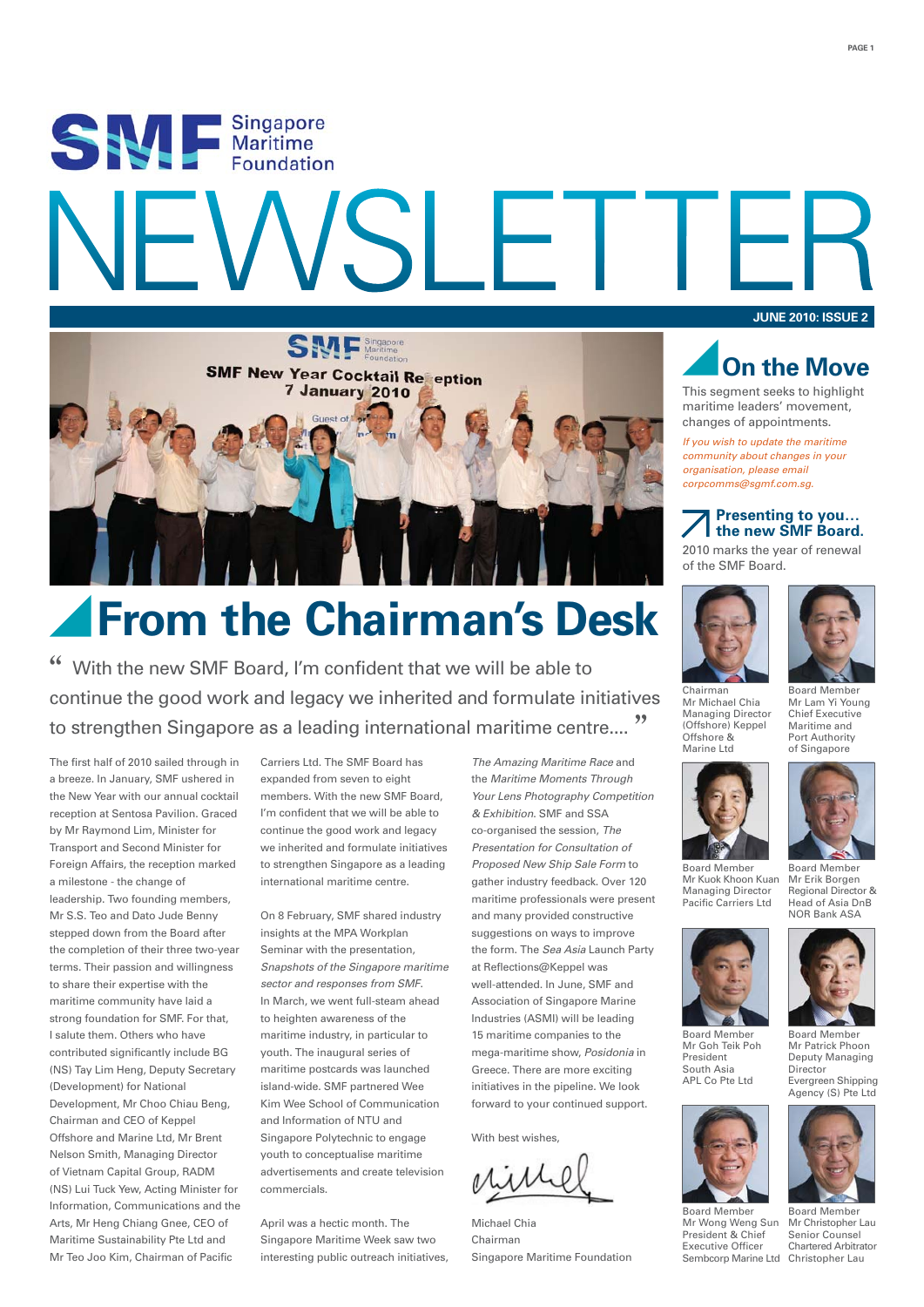# SMF Singapore Maritime Foundation

# NEWSLETTER

**JUNE 2010: ISSUE 2**

# From the Chairman's Desk

" With the new SMF Board, I'm confident that we will be able to continue the good work and legacy we inherited and formulate initiatives to strengthen Singapore as a leading international maritime centre.... "

The first half of 2010 sailed through in a breeze. In January, SMF ushered in the New Year with our annual cocktail reception at Sentosa Pavilion. Graced by Mr Raymond Lim, Minister for Transport and Second Minister for Foreign Affairs, the reception marked a milestone - the change of leadership. Two founding members, Mr S.S. Teo and Dato Jude Benny stepped down from the Board after the completion of their three two-year terms. Their passion and willingness to share their expertise with the maritime community have laid a strong foundation for SMF. For that, I salute them. Others who have contributed significantly include BG (NS) Tay Lim Heng, Deputy Secretary (Development) for National Development, Mr Choo Chiau Beng, Chairman and CEO of Keppel Offshore and Marine Ltd, Mr Brent Nelson Smith, Managing Director of Vietnam Capital Group, RADM (NS) Lui Tuck Yew, Acting Minister for Information, Communications and the Arts, Mr Heng Chiang Gnee, CEO of Maritime Sustainability Pte Ltd and Mr Teo Joo Kim, Chairman of Pacific Carriers Ltd. The SMF Board has expanded from seven to eight members. With the new SMF Board, I'm confident that we will be able to continue the good work and legacy we inherited and formulate initiatives to strengthen Singapore as a leading international maritime centre.

On 8 February, SMF shared industry insights at the MPA Workplan Seminar with the presentation, *Snapshots of the Singapore maritime sector and responses from SMF*. In March, we went full-steam ahead to heighten awareness of the maritime industry, in particular to youth. The inaugural series of maritime postcards was launched island-wide. SMF partnered Wee Kim Wee School of Communication and Information of NTU and Singapore Polytechnic to engage youth to conceptualise maritime advertisements and create television commercials.

April was a hectic month. The Singapore Maritime Week saw two interesting public outreach initiatives, *The Amazing Maritime Race* and the *Maritime Moments Through Your Lens Photography Competition & Exhibition*. SMF and SSA co-organised the session, *The Presentation for Consultation of Proposed New Ship Sale Form* to gather industry feedback. Over 120 maritime professionals were present and many provided constructive suggestions on ways to improve the form. The *Sea Asia* Launch Party at Reflections@Keppel was well-attended. In June, SMF and Association of Singapore Marine Industries (ASMI) will be leading 15 maritime companies to the mega-maritime show, *Posidonia* in Greece. There are more exciting initiatives in the pipeline. We look forward to your continued support.

With best wishes,

Michael Chia
Chairman
Singapore Maritime Foundation

# On the Move

This segment seeks to highlight maritime leaders' movement, changes of appointments.

*If you wish to update the maritime community about changes in your organisation, please email corpcomms@sgmf.com.sg.*

## Presenting to you… the new SMF Board.

2010 marks the year of renewal of the SMF Board.

Chairman
Mr Michael Chia
Managing Director (Offshore) Keppel Offshore & Marine Ltd

Board Member
Mr Lam Yi Young
Chief Executive Maritime and Port Authority of Singapore

Board Member
Mr Kuok Khoon Kuan
Managing Director
Pacific Carriers Ltd

Board Member
Mr Erik Borgen
Regional Director & Head of Asia DnB NOR Bank ASA

Board Member
Mr Goh Teik Poh
President
South Asia
APL Co Pte Ltd

Board Member
Mr Patrick Phoon
Deputy Managing Director
Evergreen Shipping Agency (S) Pte Ltd

Board Member
Mr Wong Weng Sun
President & Chief Executive Officer
Sembcorp Marine Ltd

Board Member
Mr Christopher Lau
Senior Counsel
Chartered Arbitrator
Christopher Lau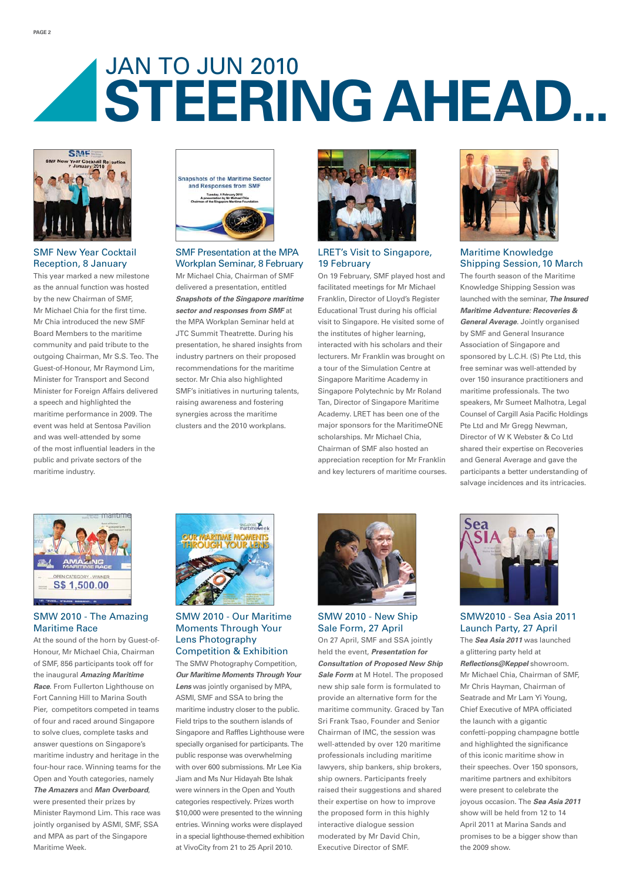# JAN TO JUN 2010 STEERING AHEAD...

### SMF New Year Cocktail Reception, 8 January

This year marked a new milestone as the annual function was hosted by the new Chairman of SMF, Mr Michael Chia for the first time. Mr Chia introduced the new SMF Board Members to the maritime community and paid tribute to the outgoing Chairman, Mr S.S. Teo. The Guest-of-Honour, Mr Raymond Lim, Minister for Transport and Second Minister for Foreign Affairs delivered a speech and highlighted the maritime performance in 2009. The event was held at Sentosa Pavilion and was well-attended by some of the most influential leaders in the public and private sectors of the maritime industry.

### SMF Presentation at the MPA Workplan Seminar, 8 February

Mr Michael Chia, Chairman of SMF delivered a presentation, entitled ***Snapshots of the Singapore maritime sector and responses from SMF*** at the MPA Workplan Seminar held at JTC Summit Theatrette. During his presentation, he shared insights from industry partners on their proposed recommendations for the maritime sector. Mr Chia also highlighted SMF's initiatives in nurturing talents, raising awareness and fostering synergies across the maritime clusters and the 2010 workplans.

### LRET's Visit to Singapore, 19 February

On 19 February, SMF played host and facilitated meetings for Mr Michael Franklin, Director of Lloyd's Register Educational Trust during his official visit to Singapore. He visited some of the institutes of higher learning, interacted with his scholars and their lecturers. Mr Franklin was brought on a tour of the Simulation Centre at Singapore Maritime Academy in Singapore Polytechnic by Mr Roland Tan, Director of Singapore Maritime Academy. LRET has been one of the major sponsors for the MaritimeONE scholarships. Mr Michael Chia, Chairman of SMF also hosted an appreciation reception for Mr Franklin and key lecturers of maritime courses.

### Maritime Knowledge Shipping Session, 10 March

The fourth season of the Maritime Knowledge Shipping Session was launched with the seminar, ***The Insured Maritime Adventure: Recoveries & General Average***. Jointly organised by SMF and General Insurance Association of Singapore and sponsored by L.C.H. (S) Pte Ltd, this free seminar was well-attended by over 150 insurance practitioners and maritime professionals. The two speakers, Mr Sumeet Malhotra, Legal Counsel of Cargill Asia Pacific Holdings Pte Ltd and Mr Gregg Newman, Director of W K Webster & Co Ltd shared their expertise on Recoveries and General Average and gave the participants a better understanding of salvage incidences and its intricacies.

### SMW 2010 - The Amazing Maritime Race

At the sound of the horn by Guest-of-Honour, Mr Michael Chia, Chairman of SMF, 856 participants took off for the inaugural ***Amazing Maritime Race***. From Fullerton Lighthouse on Fort Canning Hill to Marina South Pier, competitors competed in teams of four and raced around Singapore to solve clues, complete tasks and answer questions on Singapore's maritime industry and heritage in the four-hour race. Winning teams for the Open and Youth categories, namely ***The Amazers*** and ***Man Overboard***, were presented their prizes by Minister Raymond Lim. This race was jointly organised by ASMI, SMF, SSA and MPA as part of the Singapore Maritime Week.

### SMW 2010 - Our Maritime Moments Through Your Lens Photography Competition & Exhibition

The SMW Photography Competition, ***Our Maritime Moments Through Your Lens*** was jointly organised by MPA, ASMI, SMF and SSA to bring the maritime industry closer to the public. Field trips to the southern islands of Singapore and Raffles Lighthouse were specially organised for participants. The public response was overwhelming with over 600 submissions. Mr Lee Kia Jiam and Ms Nur Hidayah Bte Ishak were winners in the Open and Youth categories respectively. Prizes worth $10,000 were presented to the winning entries. Winning works were displayed in a special lighthouse-themed exhibition at VivoCity from 21 to 25 April 2010.

### SMW 2010 - New Ship Sale Form, 27 April

On 27 April, SMF and SSA jointly held the event, ***Presentation for Consultation of Proposed New Ship Sale Form*** at M Hotel. The proposed new ship sale form is formulated to provide an alternative form for the maritime community. Graced by Tan Sri Frank Tsao, Founder and Senior Chairman of IMC, the session was well-attended by over 120 maritime professionals including maritime lawyers, ship bankers, ship brokers, ship owners. Participants freely raised their suggestions and shared their expertise on how to improve the proposed form in this highly interactive dialogue session moderated by Mr David Chin, Executive Director of SMF.

### SMW2010 - Sea Asia 2011 Launch Party, 27 April

The ***Sea Asia 2011*** was launched a glittering party held at ***Reflections@Keppel*** showroom. Mr Michael Chia, Chairman of SMF, Mr Chris Hayman, Chairman of Seatrade and Mr Lam Yi Young, Chief Executive of MPA officiated the launch with a gigantic confetti-popping champagne bottle and highlighted the significance of this iconic maritime show in their speeches. Over 150 sponsors, maritime partners and exhibitors were present to celebrate the joyous occasion. The ***Sea Asia 2011*** show will be held from 12 to 14 April 2011 at Marina Sands and promises to be a bigger show than the 2009 show.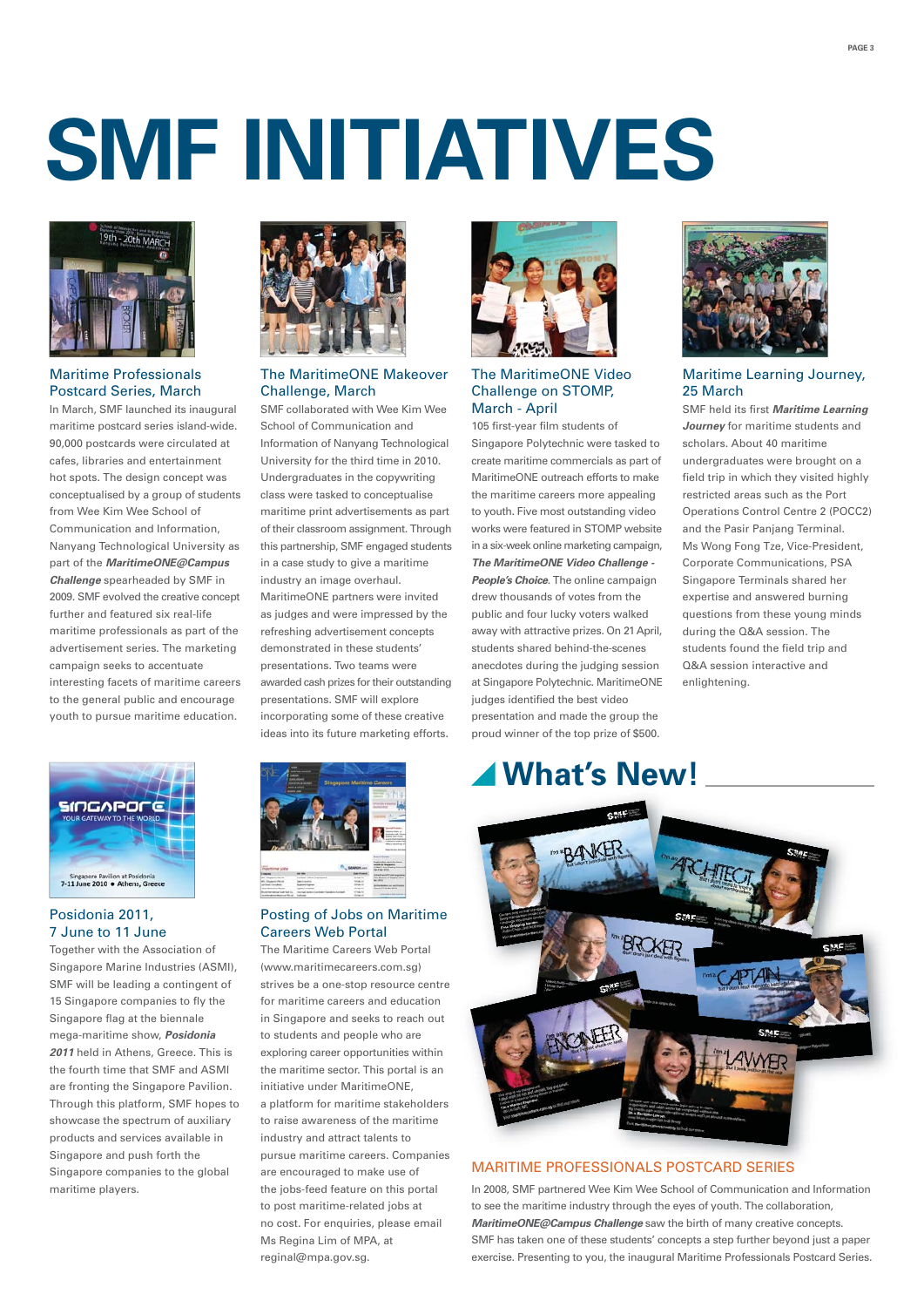# SMF INITIATIVES

### Maritime Professionals Postcard Series, March

In March, SMF launched its inaugural maritime postcard series island-wide. 90,000 postcards were circulated at cafes, libraries and entertainment hot spots. The design concept was conceptualised by a group of students from Wee Kim Wee School of Communication and Information, Nanyang Technological University as part of the ***MaritimeONE@Campus Challenge*** spearheaded by SMF in 2009. SMF evolved the creative concept further and featured six real-life maritime professionals as part of the advertisement series. The marketing campaign seeks to accentuate interesting facets of maritime careers to the general public and encourage youth to pursue maritime education.

### The MaritimeONE Makeover Challenge, March

SMF collaborated with Wee Kim Wee School of Communication and Information of Nanyang Technological University for the third time in 2010. Undergraduates in the copywriting class were tasked to conceptualise maritime print advertisements as part of their classroom assignment. Through this partnership, SMF engaged students in a case study to give a maritime industry an image overhaul. MaritimeONE partners were invited as judges and were impressed by the refreshing advertisement concepts demonstrated in these students' presentations. Two teams were awarded cash prizes for their outstanding presentations. SMF will explore incorporating some of these creative ideas into its future marketing efforts.

### The MaritimeONE Video Challenge on STOMP, March - April

105 first-year film students of Singapore Polytechnic were tasked to create maritime commercials as part of MaritimeONE outreach efforts to make the maritime careers more appealing to youth. Five most outstanding video works were featured in STOMP website in a six-week online marketing campaign, ***The MaritimeONE Video Challenge - People's Choice***. The online campaign drew thousands of votes from the public and four lucky voters walked away with attractive prizes. On 21 April, students shared behind-the-scenes anecdotes during the judging session at Singapore Polytechnic. MaritimeONE judges identified the best video presentation and made the group the proud winner of the top prize of $500.

### Maritime Learning Journey, 25 March

SMF held its first ***Maritime Learning Journey*** for maritime students and scholars. About 40 maritime undergraduates were brought on a field trip in which they visited highly restricted areas such as the Port Operations Control Centre 2 (POCC2) and the Pasir Panjang Terminal. Ms Wong Fong Tze, Vice-President, Corporate Communications, PSA Singapore Terminals shared her expertise and answered burning questions from these young minds during the Q&A session. The students found the field trip and Q&A session interactive and enlightening.

### Posidonia 2011, 7 June to 11 June

Together with the Association of Singapore Marine Industries (ASMI), SMF will be leading a contingent of 15 Singapore companies to fly the Singapore flag at the biennale mega-maritime show, ***Posidonia 2011*** held in Athens, Greece. This is the fourth time that SMF and ASMI are fronting the Singapore Pavilion. Through this platform, SMF hopes to showcase the spectrum of auxiliary products and services available in Singapore and push forth the Singapore companies to the global maritime players.

### Posting of Jobs on Maritime Careers Web Portal

The Maritime Careers Web Portal (www.maritimecareers.com.sg) strives be a one-stop resource centre for maritime careers and education in Singapore and seeks to reach out to students and people who are exploring career opportunities within the maritime sector. This portal is an initiative under MaritimeONE, a platform for maritime stakeholders to raise awareness of the maritime industry and attract talents to pursue maritime careers. Companies are encouraged to make use of the jobs-feed feature on this portal to post maritime-related jobs at no cost. For enquiries, please email Ms Regina Lim of MPA, at reginal@mpa.gov.sg.

## What's New!

### MARITIME PROFESSIONALS POSTCARD SERIES

In 2008, SMF partnered Wee Kim Wee School of Communication and Information to see the maritime industry through the eyes of youth. The collaboration, ***MaritimeONE@Campus Challenge*** saw the birth of many creative concepts. SMF has taken one of these students' concepts a step further beyond just a paper exercise. Presenting to you, the inaugural Maritime Professionals Postcard Series.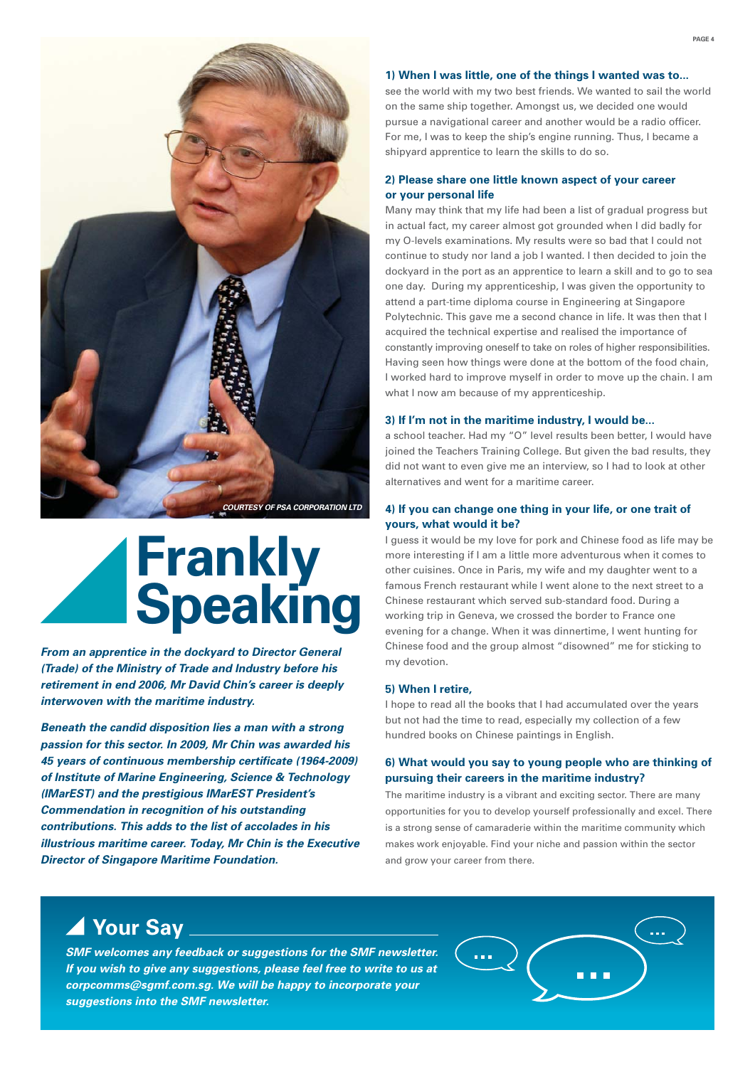COURTESY OF PSA CORPORATION LTD

# Frankly Speaking

***From an apprentice in the dockyard to Director General (Trade) of the Ministry of Trade and Industry before his retirement in end 2006, Mr David Chin's career is deeply interwoven with the maritime industry.***

***Beneath the candid disposition lies a man with a strong passion for this sector. In 2009, Mr Chin was awarded his 45 years of continuous membership certificate (1964-2009) of Institute of Marine Engineering, Science & Technology (IMarEST) and the prestigious IMarEST President's Commendation in recognition of his outstanding contributions. This adds to the list of accolades in his illustrious maritime career. Today, Mr Chin is the Executive Director of Singapore Maritime Foundation.***

### 1) When I was little, one of the things I wanted was to...

see the world with my two best friends. We wanted to sail the world on the same ship together. Amongst us, we decided one would pursue a navigational career and another would be a radio officer. For me, I was to keep the ship's engine running. Thus, I became a shipyard apprentice to learn the skills to do so.

### 2) Please share one little known aspect of your career or your personal life

Many may think that my life had been a list of gradual progress but in actual fact, my career almost got grounded when I did badly for my O-levels examinations. My results were so bad that I could not continue to study nor land a job I wanted. I then decided to join the dockyard in the port as an apprentice to learn a skill and to go to sea one day. During my apprenticeship, I was given the opportunity to attend a part-time diploma course in Engineering at Singapore Polytechnic. This gave me a second chance in life. It was then that I acquired the technical expertise and realised the importance of constantly improving oneself to take on roles of higher responsibilities. Having seen how things were done at the bottom of the food chain, I worked hard to improve myself in order to move up the chain. I am what I now am because of my apprenticeship.

### 3) If I'm not in the maritime industry, I would be...

a school teacher. Had my "O" level results been better, I would have joined the Teachers Training College. But given the bad results, they did not want to even give me an interview, so I had to look at other alternatives and went for a maritime career.

### 4) If you can change one thing in your life, or one trait of yours, what would it be?

I guess it would be my love for pork and Chinese food as life may be more interesting if I am a little more adventurous when it comes to other cuisines. Once in Paris, my wife and my daughter went to a famous French restaurant while I went alone to the next street to a Chinese restaurant which served sub-standard food. During a working trip in Geneva, we crossed the border to France one evening for a change. When it was dinnertime, I went hunting for Chinese food and the group almost "disowned" me for sticking to my devotion.

### 5) When I retire,

I hope to read all the books that I had accumulated over the years but not had the time to read, especially my collection of a few hundred books on Chinese paintings in English.

### 6) What would you say to young people who are thinking of pursuing their careers in the maritime industry?

The maritime industry is a vibrant and exciting sector. There are many opportunities for you to develop yourself professionally and excel. There is a strong sense of camaraderie within the maritime community which makes work enjoyable. Find your niche and passion within the sector and grow your career from there.

## Your Say

***SMF welcomes any feedback or suggestions for the SMF newsletter. If you wish to give any suggestions, please feel free to write to us at corpcomms@sgmf.com.sg. We will be happy to incorporate your suggestions into the SMF newsletter.***